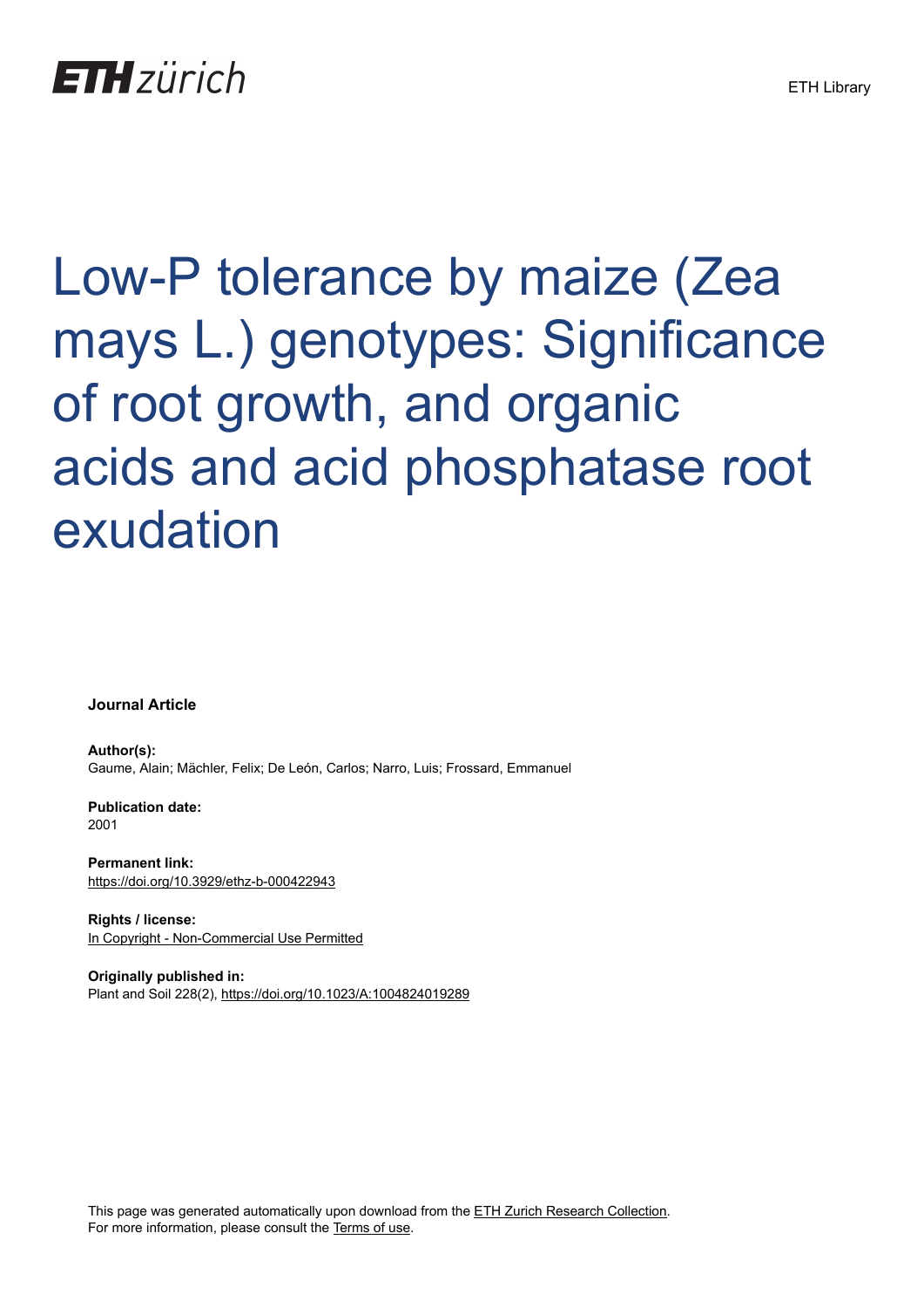ETH Library

# Low-P tolerance by maize (Zea mays L.) genotypes: Significance of root growth, and organic acids and acid phosphatase root exudation

**Journal Article**

**Author(s):**
Gaume, Alain; Mächler, Felix; De León, Carlos; Narro, Luis; Frossard, Emmanuel

**Publication date:**
2001

**Permanent link:**
https://doi.org/10.3929/ethz-b-000422943

**Rights / license:**
In Copyright - Non-Commercial Use Permitted

**Originally published in:**
Plant and Soil 228(2), https://doi.org/10.1023/A:1004824019289

This page was generated automatically upon download from the ETH Zurich Research Collection.
For more information, please consult the Terms of use.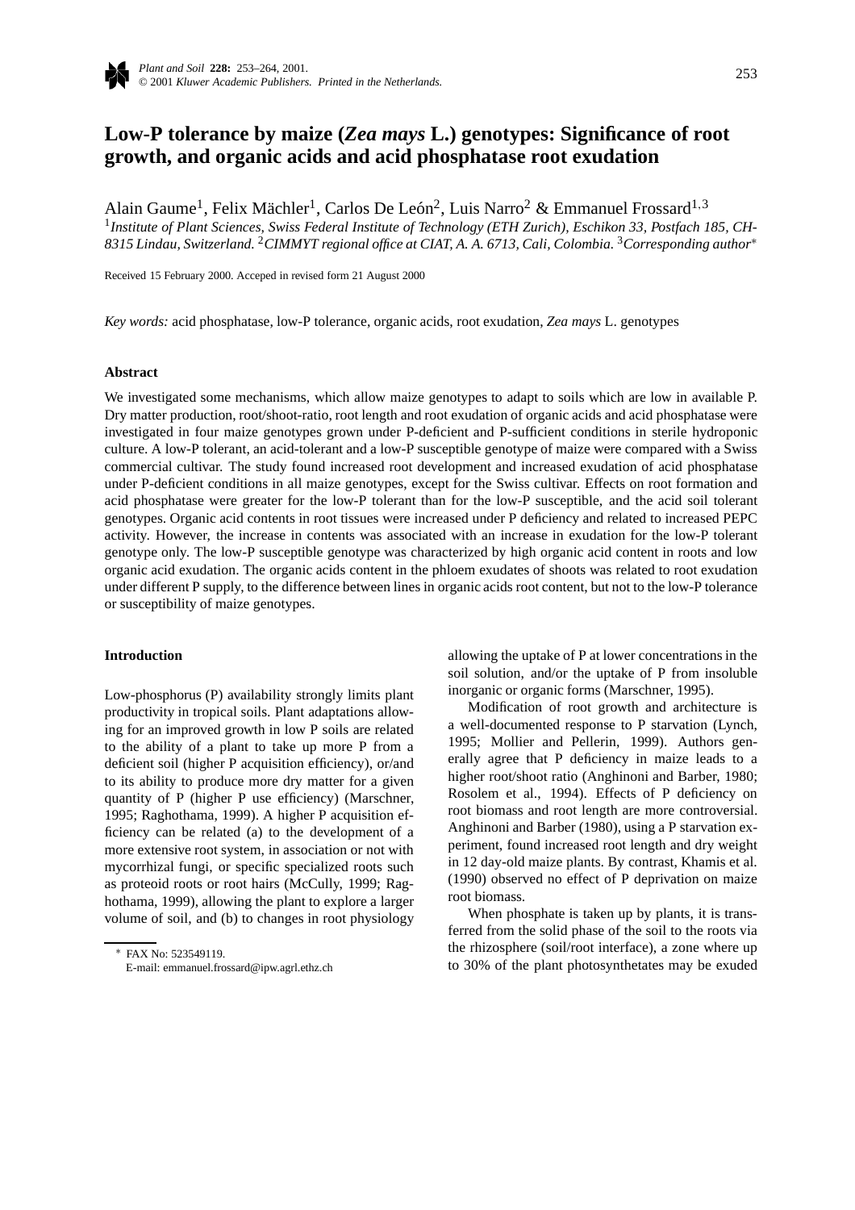# Low-P tolerance by maize (*Zea mays* L.) genotypes: Significance of root growth, and organic acids and acid phosphatase root exudation

Alain Gaume[1], Felix Mächler[1], Carlos De León[2], Luis Narro[2] & Emmanuel Frossard[1,3]

[1]*Institute of Plant Sciences, Swiss Federal Institute of Technology (ETH Zurich), Eschikon 33, Postfach 185, CH-8315 Lindau, Switzerland.* [2]*CIMMYT regional office at CIAT, A. A. 6713, Cali, Colombia.* [3]*Corresponding author*[*]

Received 15 February 2000. Acceped in revised form 21 August 2000

*Key words:* acid phosphatase, low-P tolerance, organic acids, root exudation, *Zea mays* L. genotypes

## Abstract

We investigated some mechanisms, which allow maize genotypes to adapt to soils which are low in available P. Dry matter production, root/shoot-ratio, root length and root exudation of organic acids and acid phosphatase were investigated in four maize genotypes grown under P-deficient and P-sufficient conditions in sterile hydroponic culture. A low-P tolerant, an acid-tolerant and a low-P susceptible genotype of maize were compared with a Swiss commercial cultivar. The study found increased root development and increased exudation of acid phosphatase under P-deficient conditions in all maize genotypes, except for the Swiss cultivar. Effects on root formation and acid phosphatase were greater for the low-P tolerant than for the low-P susceptible, and the acid soil tolerant genotypes. Organic acid contents in root tissues were increased under P deficiency and related to increased PEPC activity. However, the increase in contents was associated with an increase in exudation for the low-P tolerant genotype only. The low-P susceptible genotype was characterized by high organic acid content in roots and low organic acid exudation. The organic acids content in the phloem exudates of shoots was related to root exudation under different P supply, to the difference between lines in organic acids root content, but not to the low-P tolerance or susceptibility of maize genotypes.

## Introduction

Low-phosphorus (P) availability strongly limits plant productivity in tropical soils. Plant adaptations allowing for an improved growth in low P soils are related to the ability of a plant to take up more P from a deficient soil (higher P acquisition efficiency), or/and to its ability to produce more dry matter for a given quantity of P (higher P use efficiency) (Marschner, 1995; Raghothama, 1999). A higher P acquisition efficiency can be related (a) to the development of a more extensive root system, in association or not with mycorrhizal fungi, or specific specialized roots such as proteoid roots or root hairs (McCully, 1999; Raghothama, 1999), allowing the plant to explore a larger volume of soil, and (b) to changes in root physiology allowing the uptake of P at lower concentrations in the soil solution, and/or the uptake of P from insoluble inorganic or organic forms (Marschner, 1995).

Modification of root growth and architecture is a well-documented response to P starvation (Lynch, 1995; Mollier and Pellerin, 1999). Authors generally agree that P deficiency in maize leads to a higher root/shoot ratio (Anghinoni and Barber, 1980; Rosolem et al., 1994). Effects of P deficiency on root biomass and root length are more controversial. Anghinoni and Barber (1980), using a P starvation experiment, found increased root length and dry weight in 12 day-old maize plants. By contrast, Khamis et al. (1990) observed no effect of P deprivation on maize root biomass.

When phosphate is taken up by plants, it is transferred from the solid phase of the soil to the roots via the rhizosphere (soil/root interface), a zone where up to 30% of the plant photosynthetates may be exuded

[*] FAX No: 523549119.
E-mail: emmanuel.frossard@ipw.agrl.ethz.ch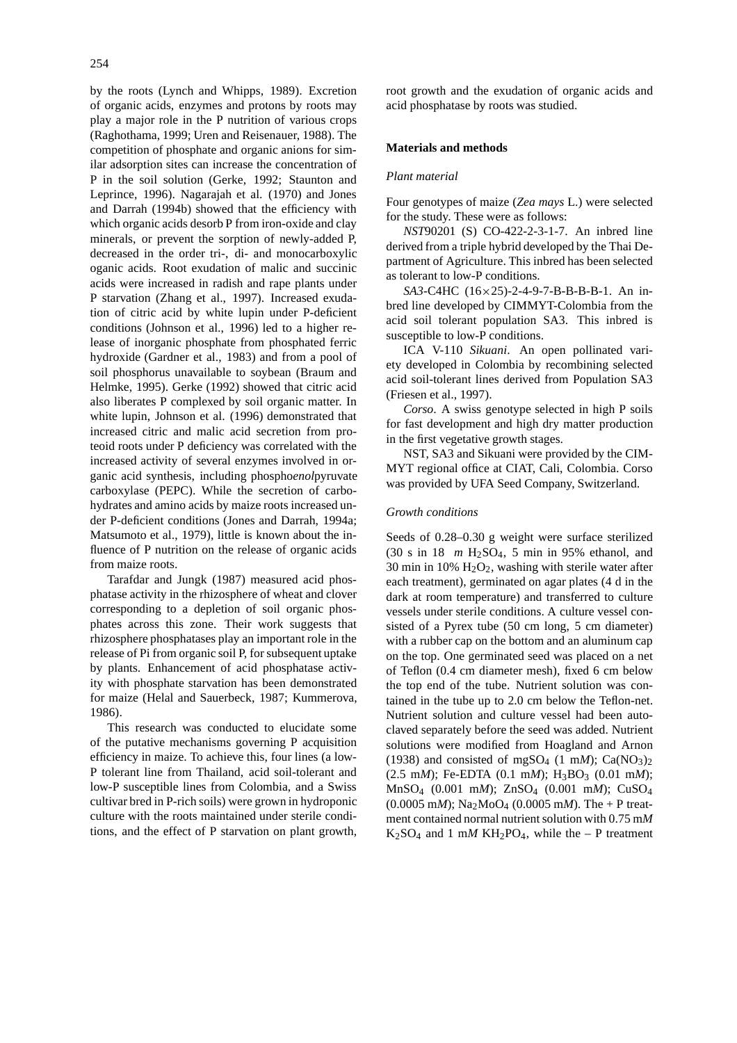by the roots (Lynch and Whipps, 1989). Excretion of organic acids, enzymes and protons by roots may play a major role in the P nutrition of various crops (Raghothama, 1999; Uren and Reisenauer, 1988). The competition of phosphate and organic anions for similar adsorption sites can increase the concentration of P in the soil solution (Gerke, 1992; Staunton and Leprince, 1996). Nagarajah et al. (1970) and Jones and Darrah (1994b) showed that the efficiency with which organic acids desorb P from iron-oxide and clay minerals, or prevent the sorption of newly-added P, decreased in the order tri-, di- and monocarboxylic oganic acids. Root exudation of malic and succinic acids were increased in radish and rape plants under P starvation (Zhang et al., 1997). Increased exudation of citric acid by white lupin under P-deficient conditions (Johnson et al., 1996) led to a higher release of inorganic phosphate from phosphated ferric hydroxide (Gardner et al., 1983) and from a pool of soil phosphorus unavailable to soybean (Braum and Helmke, 1995). Gerke (1992) showed that citric acid also liberates P complexed by soil organic matter. In white lupin, Johnson et al. (1996) demonstrated that increased citric and malic acid secretion from proteoid roots under P deficiency was correlated with the increased activity of several enzymes involved in organic acid synthesis, including phospho*enol*pyruvate carboxylase (PEPC). While the secretion of carbohydrates and amino acids by maize roots increased under P-deficient conditions (Jones and Darrah, 1994a; Matsumoto et al., 1979), little is known about the influence of P nutrition on the release of organic acids from maize roots.

Tarafdar and Jungk (1987) measured acid phosphatase activity in the rhizosphere of wheat and clover corresponding to a depletion of soil organic phosphates across this zone. Their work suggests that rhizosphere phosphatases play an important role in the release of Pi from organic soil P, for subsequent uptake by plants. Enhancement of acid phosphatase activity with phosphate starvation has been demonstrated for maize (Helal and Sauerbeck, 1987; Kummerova, 1986).

This research was conducted to elucidate some of the putative mechanisms governing P acquisition efficiency in maize. To achieve this, four lines (a low-P tolerant line from Thailand, acid soil-tolerant and low-P susceptible lines from Colombia, and a Swiss cultivar bred in P-rich soils) were grown in hydroponic culture with the roots maintained under sterile conditions, and the effect of P starvation on plant growth, root growth and the exudation of organic acids and acid phosphatase by roots was studied.

## Materials and methods

### *Plant material*

Four genotypes of maize (*Zea mays* L.) were selected for the study. These were as follows:

*NST*90201 (S) CO-422-2-3-1-7. An inbred line derived from a triple hybrid developed by the Thai Department of Agriculture. This inbred has been selected as tolerant to low-P conditions.

*SA3*-C4HC (16×25)-2-4-9-7-B-B-B-B-1. An inbred line developed by CIMMYT-Colombia from the acid soil tolerant population SA3. This inbred is susceptible to low-P conditions.

ICA V-110 *Sikuani*. An open pollinated variety developed in Colombia by recombining selected acid soil-tolerant lines derived from Population SA3 (Friesen et al., 1997).

*Corso*. A swiss genotype selected in high P soils for fast development and high dry matter production in the first vegetative growth stages.

NST, SA3 and Sikuani were provided by the CIMMYT regional office at CIAT, Cali, Colombia. Corso was provided by UFA Seed Company, Switzerland.

### *Growth conditions*

Seeds of 0.28–0.30 g weight were surface sterilized (30 s in 18 *m* $H_2SO_4$, 5 min in 95% ethanol, and 30 min in 10% $H_2O_2$, washing with sterile water after each treatment), germinated on agar plates (4 d in the dark at room temperature) and transferred to culture vessels under sterile conditions. A culture vessel consisted of a Pyrex tube (50 cm long, 5 cm diameter) with a rubber cap on the bottom and an aluminum cap on the top. One germinated seed was placed on a net of Teflon (0.4 cm diameter mesh), fixed 6 cm below the top end of the tube. Nutrient solution was contained in the tube up to 2.0 cm below the Teflon-net. Nutrient solution and culture vessel had been autoclaved separately before the seed was added. Nutrient solutions were modified from Hoagland and Arnon (1938) and consisted of $mgSO_4$ (1 m*M*); $Ca(NO_3)_2$ (2.5 m*M*); Fe-EDTA (0.1 m*M*); $H_3BO_3$ (0.01 m*M*); $MnSO_4$ (0.001 m*M*); $ZnSO_4$ (0.001 m*M*); $CuSO_4$ (0.0005 m*M*); $Na_2MoO_4$ (0.0005 m*M*). The + P treatment contained normal nutrient solution with 0.75 m*M* $K_2SO_4$ and 1 m*M* $KH_2PO_4$, while the – P treatment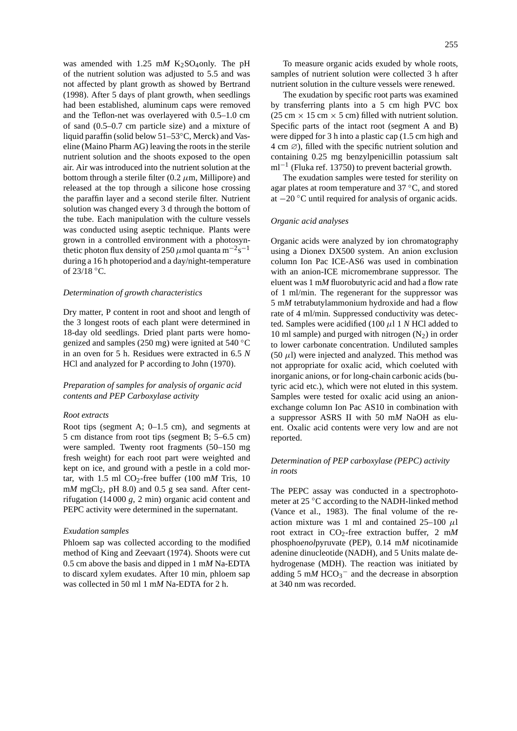was amended with 1.25 m*M* $K_2SO_4$only. The pH of the nutrient solution was adjusted to 5.5 and was not affected by plant growth as showed by Bertrand (1998). After 5 days of plant growth, when seedlings had been established, aluminum caps were removed and the Teflon-net was overlayered with 0.5–1.0 cm of sand (0.5–0.7 cm particle size) and a mixture of liquid paraffin (solid below 51–53°C, Merck) and Vaseline (Maino Pharm AG) leaving the roots in the sterile nutrient solution and the shoots exposed to the open air. Air was introduced into the nutrient solution at the bottom through a sterile filter (0.2 $\mu$m, Millipore) and released at the top through a silicone hose crossing the paraffin layer and a second sterile filter. Nutrient solution was changed every 3 d through the bottom of the tube. Each manipulation with the culture vessels was conducted using aseptic technique. Plants were grown in a controlled environment with a photosynthetic photon flux density of 250 $\mu$mol quanta $m^{-2}s^{-1}$ during a 16 h photoperiod and a day/night-temperature of 23/18 °C.

### *Determination of growth characteristics*

Dry matter, P content in root and shoot and length of the 3 longest roots of each plant were determined in 18-day old seedlings. Dried plant parts were homogenized and samples (250 mg) were ignited at 540 °C in an oven for 5 h. Residues were extracted in 6.5 *N* HCl and analyzed for P according to John (1970).

### *Preparation of samples for analysis of organic acid contents and PEP Carboxylase activity*

#### *Root extracts*

Root tips (segment A; 0–1.5 cm), and segments at 5 cm distance from root tips (segment B; 5–6.5 cm) were sampled. Twenty root fragments (50–150 mg fresh weight) for each root part were weighted and kept on ice, and ground with a pestle in a cold mortar, with 1.5 ml $CO_2$-free buffer (100 m*M* Tris, 10 m*M* $mgCl_2$, pH 8.0) and 0.5 g sea sand. After centrifugation (14 000 *g*, 2 min) organic acid content and PEPC activity were determined in the supernatant.

#### *Exudation samples*

Phloem sap was collected according to the modified method of King and Zeevaart (1974). Shoots were cut 0.5 cm above the basis and dipped in 1 m*M* Na-EDTA to discard xylem exudates. After 10 min, phloem sap was collected in 50 ml 1 m*M* Na-EDTA for 2 h.

To measure organic acids exuded by whole roots, samples of nutrient solution were collected 3 h after nutrient solution in the culture vessels were renewed.

The exudation by specific root parts was examined by transferring plants into a 5 cm high PVC box (25 cm × 15 cm × 5 cm) filled with nutrient solution. Specific parts of the intact root (segment A and B) were dipped for 3 h into a plastic cap (1.5 cm high and 4 cm ∅), filled with the specific nutrient solution and containing 0.25 mg benzylpenicillin potassium salt $ml^{-1}$ (Fluka ref. 13750) to prevent bacterial growth.

The exudation samples were tested for sterility on agar plates at room temperature and 37 °C, and stored at −20 °C until required for analysis of organic acids.

### *Organic acid analyses*

Organic acids were analyzed by ion chromatography using a Dionex DX500 system. An anion exclusion column Ion Pac ICE-AS6 was used in combination with an anion-ICE micromembrane suppressor. The eluent was 1 m*M* fluorobutyric acid and had a flow rate of 1 ml/min. The regenerant for the suppressor was 5 m*M* tetrabutylammonium hydroxide and had a flow rate of 4 ml/min. Suppressed conductivity was detected. Samples were acidified (100 $\mu$l 1 *N* HCl added to 10 ml sample) and purged with nitrogen ($N_2$) in order to lower carbonate concentration. Undiluted samples (50 $\mu$l) were injected and analyzed. This method was not appropriate for oxalic acid, which coeluted with inorganic anions, or for long-chain carbonic acids (butyric acid etc.), which were not eluted in this system. Samples were tested for oxalic acid using an anion-exchange column Ion Pac AS10 in combination with a suppressor ASRS II with 50 m*M* NaOH as eluent. Oxalic acid contents were very low and are not reported.

### *Determination of PEP carboxylase (PEPC) activity in roots*

The PEPC assay was conducted in a spectrophotometer at 25 °C according to the NADH-linked method (Vance et al., 1983). The final volume of the reaction mixture was 1 ml and contained 25–100 $\mu$l root extract in $CO_2$-free extraction buffer, 2 m*M* phospho*enol*pyruvate (PEP), 0.14 m*M* nicotinamide adenine dinucleotide (NADH), and 5 Units malate dehydrogenase (MDH). The reaction was initiated by adding 5 m*M* $HCO_3^-$ and the decrease in absorption at 340 nm was recorded.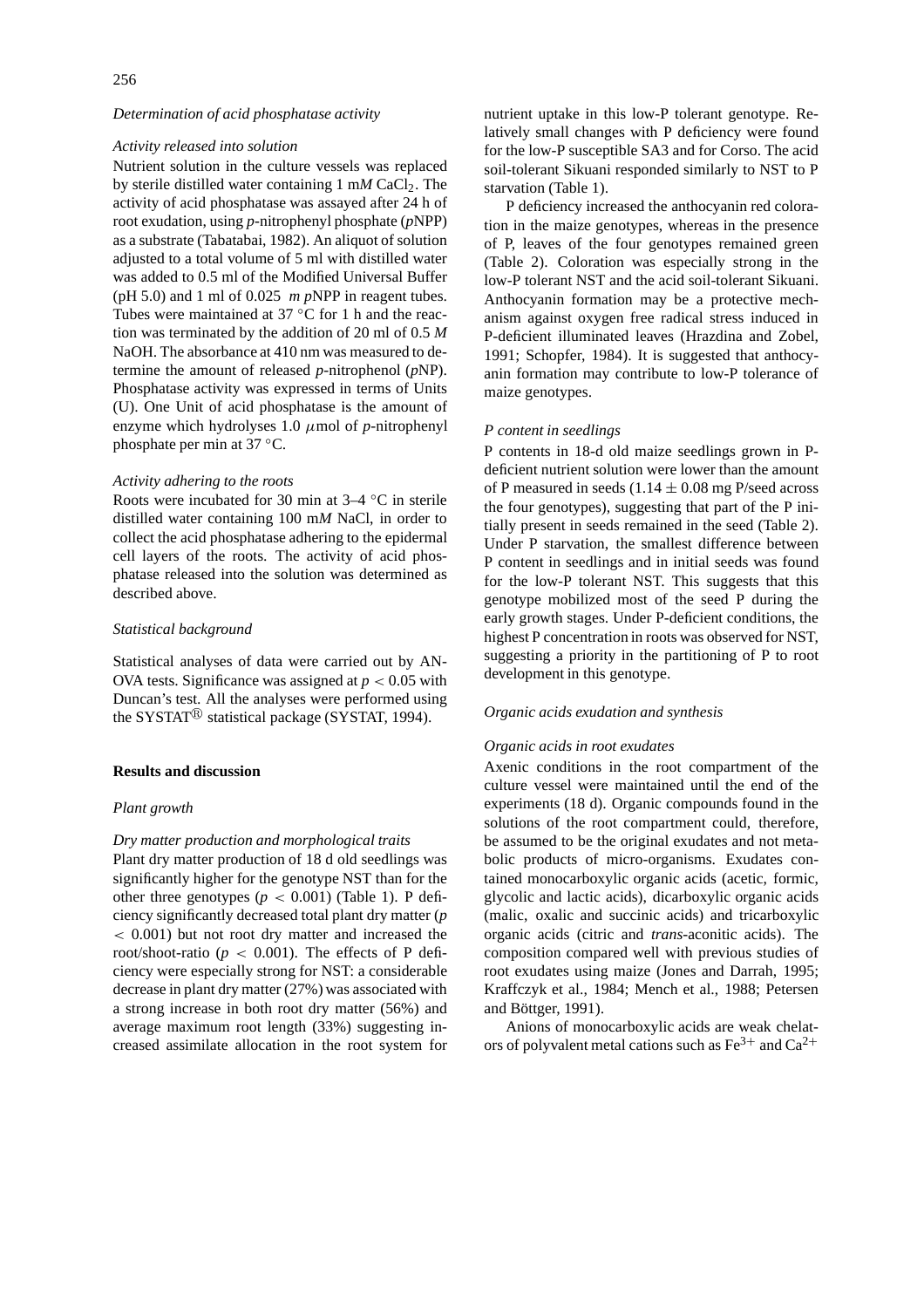### *Determination of acid phosphatase activity*

#### *Activity released into solution*

Nutrient solution in the culture vessels was replaced by sterile distilled water containing 1 m*M* $CaCl_2$. The activity of acid phosphatase was assayed after 24 h of root exudation, using *p*-nitrophenyl phosphate (*p*NPP) as a substrate (Tabatabai, 1982). An aliquot of solution adjusted to a total volume of 5 ml with distilled water was added to 0.5 ml of the Modified Universal Buffer (pH 5.0) and 1 ml of 0.025 *m p*NPP in reagent tubes. Tubes were maintained at 37 °C for 1 h and the reaction was terminated by the addition of 20 ml of 0.5 *M* NaOH. The absorbance at 410 nm was measured to determine the amount of released *p*-nitrophenol (*p*NP). Phosphatase activity was expressed in terms of Units (U). One Unit of acid phosphatase is the amount of enzyme which hydrolyses 1.0 $\mu$mol of *p*-nitrophenyl phosphate per min at 37 °C.

#### *Activity adhering to the roots*

Roots were incubated for 30 min at 3–4 °C in sterile distilled water containing 100 m*M* NaCl, in order to collect the acid phosphatase adhering to the epidermal cell layers of the roots. The activity of acid phosphatase released into the solution was determined as described above.

### *Statistical background*

Statistical analyses of data were carried out by ANOVA tests. Significance was assigned at $p < 0.05$ with Duncan's test. All the analyses were performed using the SYSTAT® statistical package (SYSTAT, 1994).

## **Results and discussion**

### *Plant growth*

#### *Dry matter production and morphological traits*

Plant dry matter production of 18 d old seedlings was significantly higher for the genotype NST than for the other three genotypes ($p < 0.001$) (Table 1). P deficiency significantly decreased total plant dry matter ($p < 0.001$) but not root dry matter and increased the root/shoot-ratio ($p < 0.001$). The effects of P deficiency were especially strong for NST: a considerable decrease in plant dry matter (27%) was associated with a strong increase in both root dry matter (56%) and average maximum root length (33%) suggesting increased assimilate allocation in the root system for nutrient uptake in this low-P tolerant genotype. Relatively small changes with P deficiency were found for the low-P susceptible SA3 and for Corso. The acid soil-tolerant Sikuani responded similarly to NST to P starvation (Table 1).

P deficiency increased the anthocyanin red coloration in the maize genotypes, whereas in the presence of P, leaves of the four genotypes remained green (Table 2). Coloration was especially strong in the low-P tolerant NST and the acid soil-tolerant Sikuani. Anthocyanin formation may be a protective mechanism against oxygen free radical stress induced in P-deficient illuminated leaves (Hrazdina and Zobel, 1991; Schopfer, 1984). It is suggested that anthocyanin formation may contribute to low-P tolerance of maize genotypes.

### *P content in seedlings*

P contents in 18-d old maize seedlings grown in P-deficient nutrient solution were lower than the amount of P measured in seeds ($1.14 \pm 0.08$ mg P/seed across the four genotypes), suggesting that part of the P initially present in seeds remained in the seed (Table 2). Under P starvation, the smallest difference between P content in seedlings and in initial seeds was found for the low-P tolerant NST. This suggests that this genotype mobilized most of the seed P during the early growth stages. Under P-deficient conditions, the highest P concentration in roots was observed for NST, suggesting a priority in the partitioning of P to root development in this genotype.

### *Organic acids exudation and synthesis*

#### *Organic acids in root exudates*

Axenic conditions in the root compartment of the culture vessel were maintained until the end of the experiments (18 d). Organic compounds found in the solutions of the root compartment could, therefore, be assumed to be the original exudates and not metabolic products of micro-organisms. Exudates contained monocarboxylic organic acids (acetic, formic, glycolic and lactic acids), dicarboxylic organic acids (malic, oxalic and succinic acids) and tricarboxylic organic acids (citric and *trans*-aconitic acids). The composition compared well with previous studies of root exudates using maize (Jones and Darrah, 1995; Kraffczyk et al., 1984; Mench et al., 1988; Petersen and Böttger, 1991).

Anions of monocarboxylic acids are weak chelators of polyvalent metal cations such as $Fe^{3+}$ and $Ca^{2+}$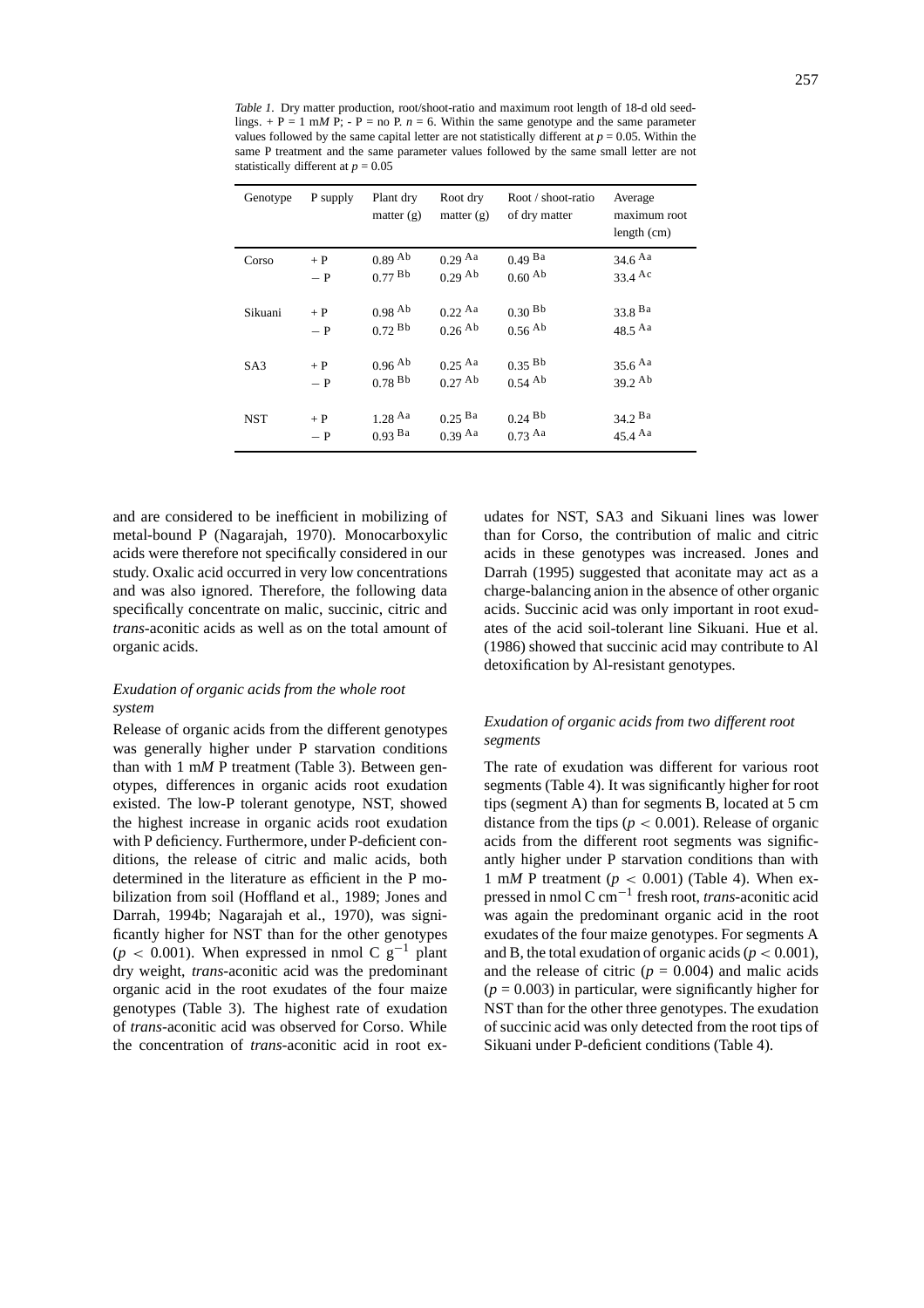*Table 1.* Dry matter production, root/shoot-ratio and maximum root length of 18-d old seedlings. + P = 1 m*M* P; - P = no P. *n* = 6. Within the same genotype and the same parameter values followed by the same capital letter are not statistically different at $p = 0.05$. Within the same P treatment and the same parameter values followed by the same small letter are not statistically different at $p = 0.05$

| Genotype | P supply | Plant dry matter (g) | Root dry matter (g) | Root / shoot-ratio of dry matter | Average maximum root length (cm) |
|---|---|---|---|---|---|
| Corso | + P | $0.89^{Ab}$ | $0.29^{Aa}$ | $0.49^{Ba}$ | $34.6^{Aa}$ |
| | − P | $0.77^{Bb}$ | $0.29^{Ab}$ | $0.60^{Ab}$ | $33.4^{Ac}$ |
| Sikuani | + P | $0.98^{Ab}$ | $0.22^{Aa}$ | $0.30^{Bb}$ | $33.8^{Ba}$ |
| | − P | $0.72^{Bb}$ | $0.26^{Ab}$ | $0.56^{Ab}$ | $48.5^{Aa}$ |
| SA3 | + P | $0.96^{Ab}$ | $0.25^{Aa}$ | $0.35^{Bb}$ | $35.6^{Aa}$ |
| | − P | $0.78^{Bb}$ | $0.27^{Ab}$ | $0.54^{Ab}$ | $39.2^{Ab}$ |
| NST | + P | $1.28^{Aa}$ | $0.25^{Ba}$ | $0.24^{Bb}$ | $34.2^{Ba}$ |
| | − P | $0.93^{Ba}$ | $0.39^{Aa}$ | $0.73^{Aa}$ | $45.4^{Aa}$ |

and are considered to be inefficient in mobilizing of metal-bound P (Nagarajah, 1970). Monocarboxylic acids were therefore not specifically considered in our study. Oxalic acid occurred in very low concentrations and was also ignored. Therefore, the following data specifically concentrate on malic, succinic, citric and *trans*-aconitic acids as well as on the total amount of organic acids.

### *Exudation of organic acids from the whole root system*

Release of organic acids from the different genotypes was generally higher under P starvation conditions than with 1 m*M* P treatment (Table 3). Between genotypes, differences in organic acids root exudation existed. The low-P tolerant genotype, NST, showed the highest increase in organic acids root exudation with P deficiency. Furthermore, under P-deficient conditions, the release of citric and malic acids, both determined in the literature as efficient in the P mobilization from soil (Hoffland et al., 1989; Jones and Darrah, 1994b; Nagarajah et al., 1970), was significantly higher for NST than for the other genotypes ($p < 0.001$). When expressed in nmol C $g^{-1}$ plant dry weight, *trans*-aconitic acid was the predominant organic acid in the root exudates of the four maize genotypes (Table 3). The highest rate of exudation of *trans*-aconitic acid was observed for Corso. While the concentration of *trans*-aconitic acid in root exudates for NST, SA3 and Sikuani lines was lower than for Corso, the contribution of malic and citric acids in these genotypes was increased. Jones and Darrah (1995) suggested that aconitate may act as a charge-balancing anion in the absence of other organic acids. Succinic acid was only important in root exudates of the acid soil-tolerant line Sikuani. Hue et al. (1986) showed that succinic acid may contribute to Al detoxification by Al-resistant genotypes.

### *Exudation of organic acids from two different root segments*

The rate of exudation was different for various root segments (Table 4). It was significantly higher for root tips (segment A) than for segments B, located at 5 cm distance from the tips ($p < 0.001$). Release of organic acids from the different root segments was significantly higher under P starvation conditions than with 1 m*M* P treatment ($p < 0.001$) (Table 4). When expressed in nmol C $cm^{-1}$ fresh root, *trans*-aconitic acid was again the predominant organic acid in the root exudates of the four maize genotypes. For segments A and B, the total exudation of organic acids ($p < 0.001$), and the release of citric ($p = 0.004$) and malic acids ($p = 0.003$) in particular, were significantly higher for NST than for the other three genotypes. The exudation of succinic acid was only detected from the root tips of Sikuani under P-deficient conditions (Table 4).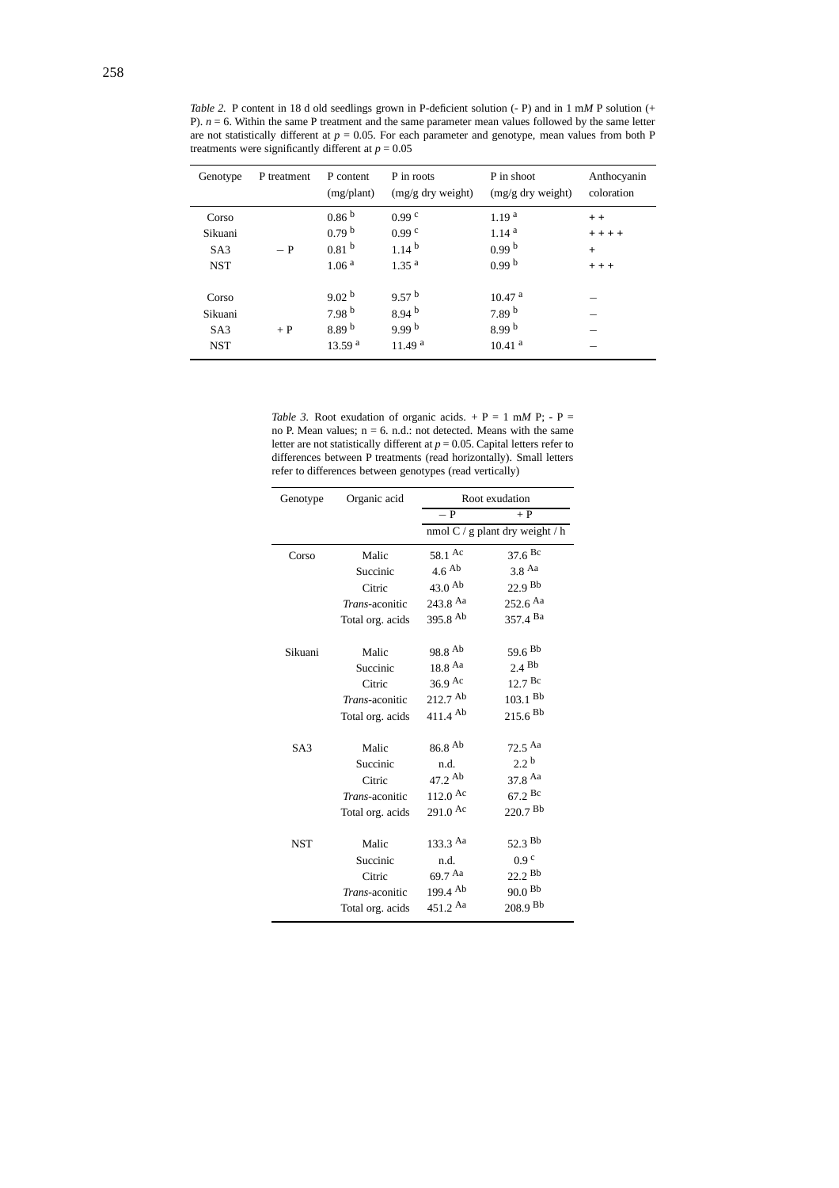*Table 2.* P content in 18 d old seedlings grown in P-deficient solution (- P) and in 1 m*M* P solution (+ P). *n* = 6. Within the same P treatment and the same parameter mean values followed by the same letter are not statistically different at *p* = 0.05. For each parameter and genotype, mean values from both P treatments were significantly different at *p* = 0.05

| Genotype | P treatment | P content (mg/plant) | P in roots (mg/g dry weight) | P in shoot (mg/g dry weight) | Anthocyanin coloration |
|---|---|---|---|---|---|
| Corso | | 0.86 [b] | 0.99 [c] | 1.19 [a] | + + |
| Sikuani | | 0.79 [b] | 0.99 [c] | 1.14 [a] | + + + + |
| SA3 | − P | 0.81 [b] | 1.14 [b] | 0.99 [b] | + |
| NST | | 1.06 [a] | 1.35 [a] | 0.99 [b] | + + + |
| Corso | | 9.02 [b] | 9.57 [b] | 10.47 [a] | – |
| Sikuani | | 7.98 [b] | 8.94 [b] | 7.89 [b] | – |
| SA3 | + P | 8.89 [b] | 9.99 [b] | 8.99 [b] | – |
| NST | | 13.59 [a] | 11.49 [a] | 10.41 [a] | – |

*Table 3.* Root exudation of organic acids. + P = 1 m*M* P; - P = no P. Mean values; n = 6. n.d.: not detected. Means with the same letter are not statistically different at *p* = 0.05. Capital letters refer to differences between P treatments (read horizontally). Small letters refer to differences between genotypes (read vertically)

| Genotype | Organic acid | Root exudation | |
|---|---|---|---|
| | | − P | + P |
| | | nmol C / g plant dry weight / h | |
| Corso | Malic | 58.1 [Ac] | 37.6 [Bc] |
| | Succinic | 4.6 [Ab] | 3.8 [Aa] |
| | Citric | 43.0 [Ab] | 22.9 [Bb] |
| | *Trans*-aconitic | 243.8 [Aa] | 252.6 [Aa] |
| | Total org. acids | 395.8 [Ab] | 357.4 [Ba] |
| Sikuani | Malic | 98.8 [Ab] | 59.6 [Bb] |
| | Succinic | 18.8 [Aa] | 2.4 [Bb] |
| | Citric | 36.9 [Ac] | 12.7 [Bc] |
| | *Trans*-aconitic | 212.7 [Ab] | 103.1 [Bb] |
| | Total org. acids | 411.4 [Ab] | 215.6 [Bb] |
| SA3 | Malic | 86.8 [Ab] | 72.5 [Aa] |
| | Succinic | n.d. | 2.2 [b] |
| | Citric | 47.2 [Ab] | 37.8 [Aa] |
| | *Trans*-aconitic | 112.0 [Ac] | 67.2 [Bc] |
| | Total org. acids | 291.0 [Ac] | 220.7 [Bb] |
| NST | Malic | 133.3 [Aa] | 52.3 [Bb] |
| | Succinic | n.d. | 0.9 [c] |
| | Citric | 69.7 [Aa] | 22.2 [Bb] |
| | *Trans*-aconitic | 199.4 [Ab] | 90.0 [Bb] |
| | Total org. acids | 451.2 [Aa] | 208.9 [Bb] |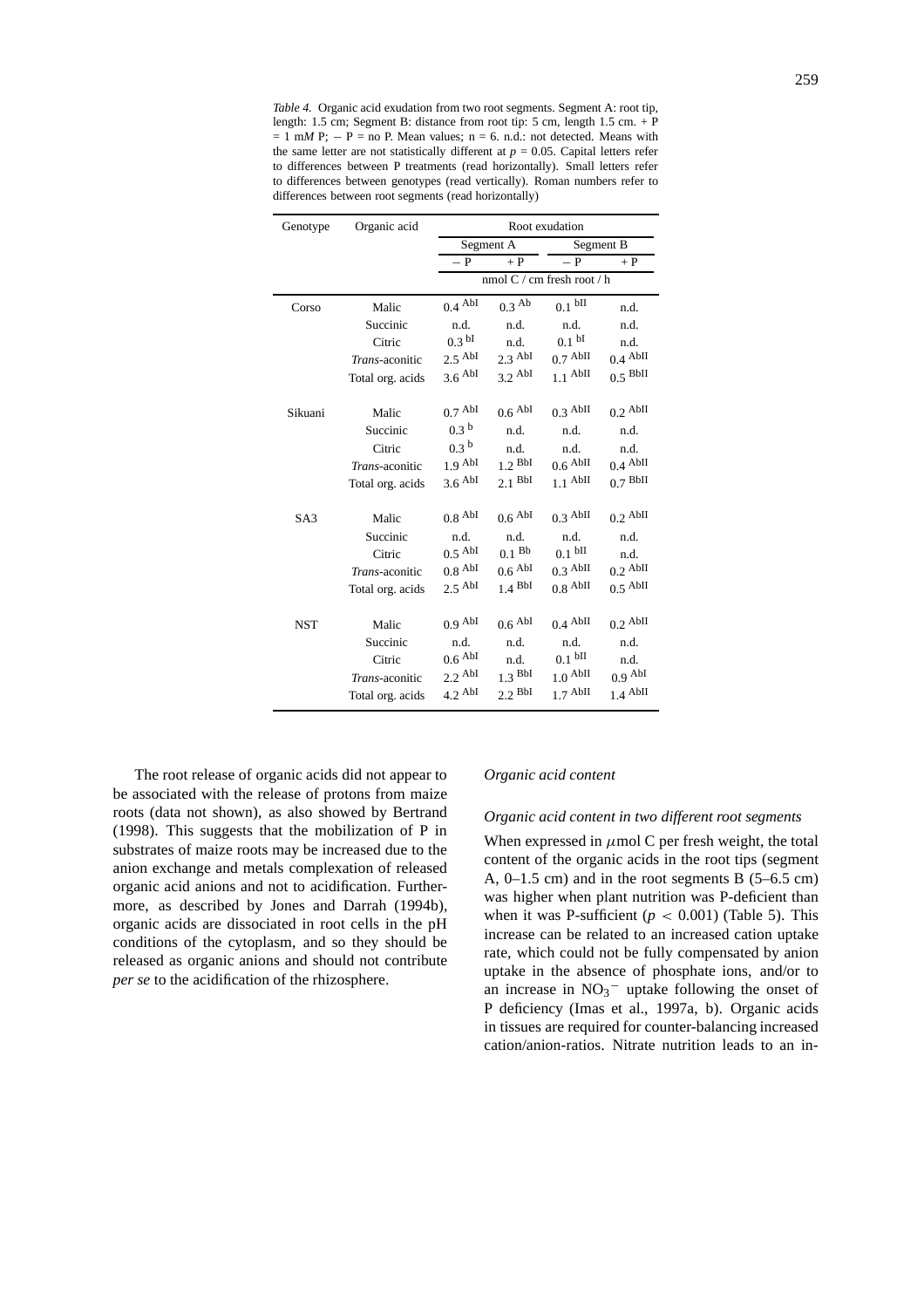*Table 4.* Organic acid exudation from two root segments. Segment A: root tip, length: 1.5 cm; Segment B: distance from root tip: 5 cm, length 1.5 cm. + P = 1 m*M* P; − P = no P. Mean values; n = 6. n.d.: not detected. Means with the same letter are not statistically different at $p = 0.05$. Capital letters refer to differences between P treatments (read horizontally). Small letters refer to differences between genotypes (read vertically). Roman numbers refer to differences between root segments (read horizontally)

| Genotype | Organic acid | Root exudation | | | |
|---|---|---|---|---|---|
| | | Segment A | | Segment B | |
| | | − P | + P | − P | + P |
| | | nmol C / cm fresh root / h | | | |
| Corso | Malic | 0.4 AbI | 0.3 Ab | 0.1 bII | n.d. |
| | Succinic | n.d. | n.d. | n.d. | n.d. |
| | Citric | 0.3 bI | n.d. | 0.1 bI | n.d. |
| | *Trans*-aconitic | 2.5 AbI | 2.3 AbI | 0.7 AbII | 0.4 AbII |
| | Total org. acids | 3.6 AbI | 3.2 AbI | 1.1 AbII | 0.5 BbII |
| Sikuani | Malic | 0.7 AbI | 0.6 AbI | 0.3 AbII | 0.2 AbII |
| | Succinic | 0.3 b | n.d. | n.d. | n.d. |
| | Citric | 0.3 b | n.d. | n.d. | n.d. |
| | *Trans*-aconitic | 1.9 AbI | 1.2 BbI | 0.6 AbII | 0.4 AbII |
| | Total org. acids | 3.6 AbI | 2.1 BbI | 1.1 AbII | 0.7 BbII |
| SA3 | Malic | 0.8 AbI | 0.6 AbI | 0.3 AbII | 0.2 AbII |
| | Succinic | n.d. | n.d. | n.d. | n.d. |
| | Citric | 0.5 AbI | 0.1 Bb | 0.1 bII | n.d. |
| | *Trans*-aconitic | 0.8 AbI | 0.6 AbI | 0.3 AbII | 0.2 AbII |
| | Total org. acids | 2.5 AbI | 1.4 BbI | 0.8 AbII | 0.5 AbII |
| NST | Malic | 0.9 AbI | 0.6 AbI | 0.4 AbII | 0.2 AbII |
| | Succinic | n.d. | n.d. | n.d. | n.d. |
| | Citric | 0.6 AbI | n.d. | 0.1 bII | n.d. |
| | *Trans*-aconitic | 2.2 AbI | 1.3 BbI | 1.0 AbII | 0.9 AbI |
| | Total org. acids | 4.2 AbI | 2.2 BbI | 1.7 AbII | 1.4 AbII |

The root release of organic acids did not appear to be associated with the release of protons from maize roots (data not shown), as also showed by Bertrand (1998). This suggests that the mobilization of P in substrates of maize roots may be increased due to the anion exchange and metals complexation of released organic acid anions and not to acidification. Furthermore, as described by Jones and Darrah (1994b), organic acids are dissociated in root cells in the pH conditions of the cytoplasm, and so they should be released as organic anions and should not contribute *per se* to the acidification of the rhizosphere.

*Organic acid content*

*Organic acid content in two different root segments*

When expressed in $\mu$mol C per fresh weight, the total content of the organic acids in the root tips (segment A, 0–1.5 cm) and in the root segments B (5–6.5 cm) was higher when plant nutrition was P-deficient than when it was P-sufficient ($p < 0.001$) (Table 5). This increase can be related to an increased cation uptake rate, which could not be fully compensated by anion uptake in the absence of phosphate ions, and/or to an increase in $NO_3^-$ uptake following the onset of P deficiency (Imas et al., 1997a, b). Organic acids in tissues are required for counter-balancing increased cation/anion-ratios. Nitrate nutrition leads to an in-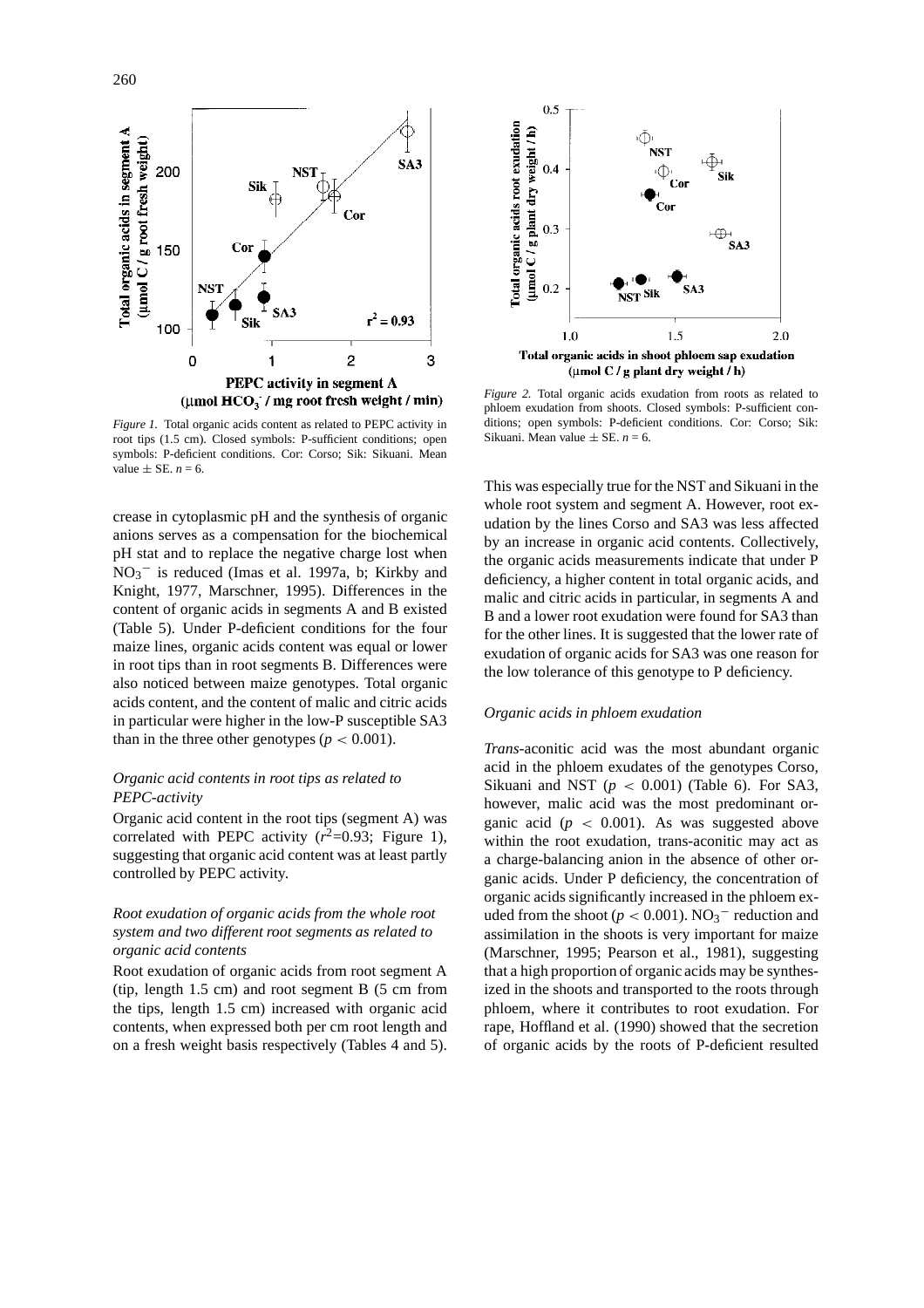*Figure 1.* Total organic acids content as related to PEPC activity in root tips (1.5 cm). Closed symbols: P-sufficient conditions; open symbols: P-deficient conditions. Cor: Corso; Sik: Sikuani. Mean value ± SE. $n = 6$.

*Figure 2.* Total organic acids exudation from roots as related to phloem exudation from shoots. Closed symbols: P-sufficient conditions; open symbols: P-deficient conditions. Cor: Corso; Sik: Sikuani. Mean value ± SE. $n = 6$.

crease in cytoplasmic pH and the synthesis of organic anions serves as a compensation for the biochemical pH stat and to replace the negative charge lost when $NO_3^-$ is reduced (Imas et al. 1997a, b; Kirkby and Knight, 1977, Marschner, 1995). Differences in the content of organic acids in segments A and B existed (Table 5). Under P-deficient conditions for the four maize lines, organic acids content was equal or lower in root tips than in root segments B. Differences were also noticed between maize genotypes. Total organic acids content, and the content of malic and citric acids in particular were higher in the low-P susceptible SA3 than in the three other genotypes ($p < 0.001$).

### *Organic acid contents in root tips as related to PEPC-activity*

Organic acid content in the root tips (segment A) was correlated with PEPC activity ($r^2$=0.93; Figure 1), suggesting that organic acid content was at least partly controlled by PEPC activity.

### *Root exudation of organic acids from the whole root system and two different root segments as related to organic acid contents*

Root exudation of organic acids from root segment A (tip, length 1.5 cm) and root segment B (5 cm from the tips, length 1.5 cm) increased with organic acid contents, when expressed both per cm root length and on a fresh weight basis respectively (Tables 4 and 5). This was especially true for the NST and Sikuani in the whole root system and segment A. However, root exudation by the lines Corso and SA3 was less affected by an increase in organic acid contents. Collectively, the organic acids measurements indicate that under P deficiency, a higher content in total organic acids, and malic and citric acids in particular, in segments A and B and a lower root exudation were found for SA3 than for the other lines. It is suggested that the lower rate of exudation of organic acids for SA3 was one reason for the low tolerance of this genotype to P deficiency.

### *Organic acids in phloem exudation*

*Trans*-aconitic acid was the most abundant organic acid in the phloem exudates of the genotypes Corso, Sikuani and NST ($p < 0.001$) (Table 6). For SA3, however, malic acid was the most predominant organic acid ($p < 0.001$). As was suggested above within the root exudation, trans-aconitic may act as a charge-balancing anion in the absence of other organic acids. Under P deficiency, the concentration of organic acids significantly increased in the phloem exuded from the shoot ($p < 0.001$). $NO_3^-$ reduction and assimilation in the shoots is very important for maize (Marschner, 1995; Pearson et al., 1981), suggesting that a high proportion of organic acids may be synthesized in the shoots and transported to the roots through phloem, where it contributes to root exudation. For rape, Hoffland et al. (1990) showed that the secretion of organic acids by the roots of P-deficient resulted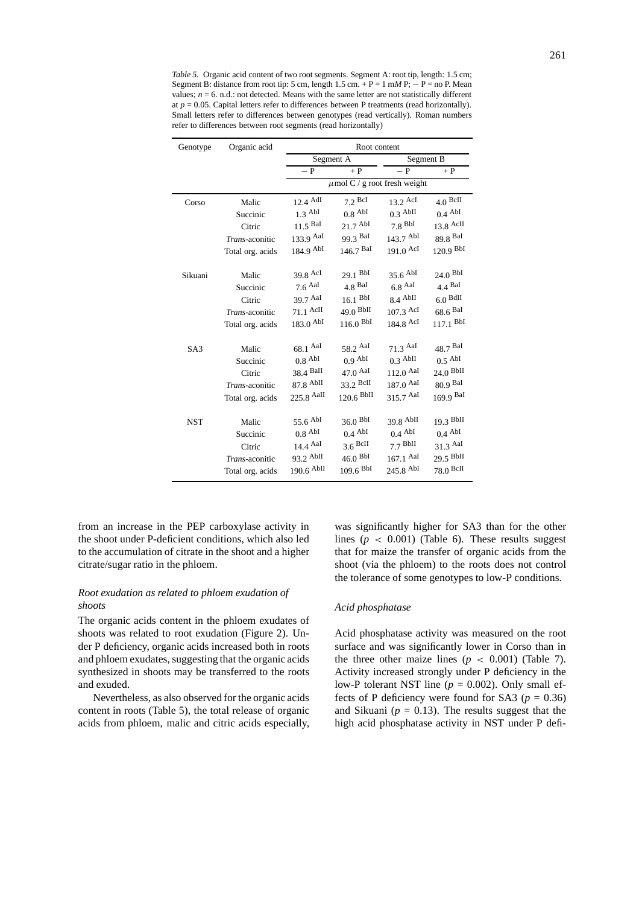*Table 5.* Organic acid content of two root segments. Segment A: root tip, length: 1.5 cm; Segment B: distance from root tip: 5 cm, length 1.5 cm. + P = 1 m*M* P; − P = no P. Mean values; *n* = 6. n.d.: not detected. Means with the same letter are not statistically different at *p* = 0.05. Capital letters refer to differences between P treatments (read horizontally). Small letters refer to differences between genotypes (read vertically). Roman numbers refer to differences between root segments (read horizontally)

| Genotype | Organic acid | Root content | | | |
|---|---|---|---|---|---|
| | | Segment A | | Segment B | |
| | | − P | + P | − P | + P |
| | | $\mu$mol C / g root fresh weight | | | |
| Corso | Malic | 12.4 AdI | 7.2 BcI | 13.2 AcI | 4.0 BcII |
| | Succinic | 1.3 AbI | 0.8 AbI | 0.3 AbII | 0.4 AbI |
| | Citric | 11.5 BaI | 21.7 AbI | 7.8 BbI | 13.8 AcII |
| | *Trans*-aconitic | 133.9 AaI | 99.3 BaI | 143.7 AbI | 89.8 BaI |
| | Total org. acids | 184.9 AbI | 146.7 BaI | 191.0 AcI | 120.9 BbI |
| Sikuani | Malic | 39.8 AcI | 29.1 BbI | 35.6 AbI | 24.0 BbI |
| | Succinic | 7.6 AaI | 4.8 BaI | 6.8 AaI | 4.4 BaI |
| | Citric | 39.7 AaI | 16.1 BbI | 8.4 AbII | 6.0 BdII |
| | *Trans*-aconitic | 71.1 AcII | 49.0 BbII | 107.3 AcI | 68.6 BaI |
| | Total org. acids | 183.0 AbI | 116.0 BbI | 184.8 AcI | 117.1 BbI |
| SA3 | Malic | 68.1 AaI | 58.2 AaI | 71.3 AaI | 48.7 BaI |
| | Succinic | 0.8 AbI | 0.9 AbI | 0.3 AbII | 0.5 AbI |
| | Citric | 38.4 BaII | 47.0 AaI | 112.0 AaI | 24.0 BbII |
| | *Trans*-aconitic | 87.8 AbII | 33.2 BcII | 187.0 AaI | 80.9 BaI |
| | Total org. acids | 225.8 AaII | 120.6 BbII | 315.7 AaI | 169.9 BaI |
| NST | Malic | 55.6 AbI | 36.0 BbI | 39.8 AbII | 19.3 BbII |
| | Succinic | 0.8 AbI | 0.4 AbI | 0.4 AbI | 0.4 AbI |
| | Citric | 14.4 AaI | 3.6 BcII | 7.7 BbII | 31.3 AaI |
| | *Trans*-aconitic | 93.2 AbII | 46.0 BbI | 167.1 AaI | 29.5 BbII |
| | Total org. acids | 190.6 AbII | 109.6 BbI | 245.8 AbI | 78.0 BcII |

from an increase in the PEP carboxylase activity in the shoot under P-deficient conditions, which also led to the accumulation of citrate in the shoot and a higher citrate/sugar ratio in the phloem.

### *Root exudation as related to phloem exudation of shoots*

The organic acids content in the phloem exudates of shoots was related to root exudation (Figure 2). Under P deficiency, organic acids increased both in roots and phloem exudates, suggesting that the organic acids synthesized in shoots may be transferred to the roots and exuded.

Nevertheless, as also observed for the organic acids content in roots (Table 5), the total release of organic acids from phloem, malic and citric acids especially, was significantly higher for SA3 than for the other lines ($p < 0.001$) (Table 6). These results suggest that for maize the transfer of organic acids from the shoot (via the phloem) to the roots does not control the tolerance of some genotypes to low-P conditions.

### *Acid phosphatase*

Acid phosphatase activity was measured on the root surface and was significantly lower in Corso than in the three other maize lines ($p < 0.001$) (Table 7). Activity increased strongly under P deficiency in the low-P tolerant NST line ($p = 0.002$). Only small effects of P deficiency were found for SA3 ($p = 0.36$) and Sikuani ($p = 0.13$). The results suggest that the high acid phosphatase activity in NST under P defi-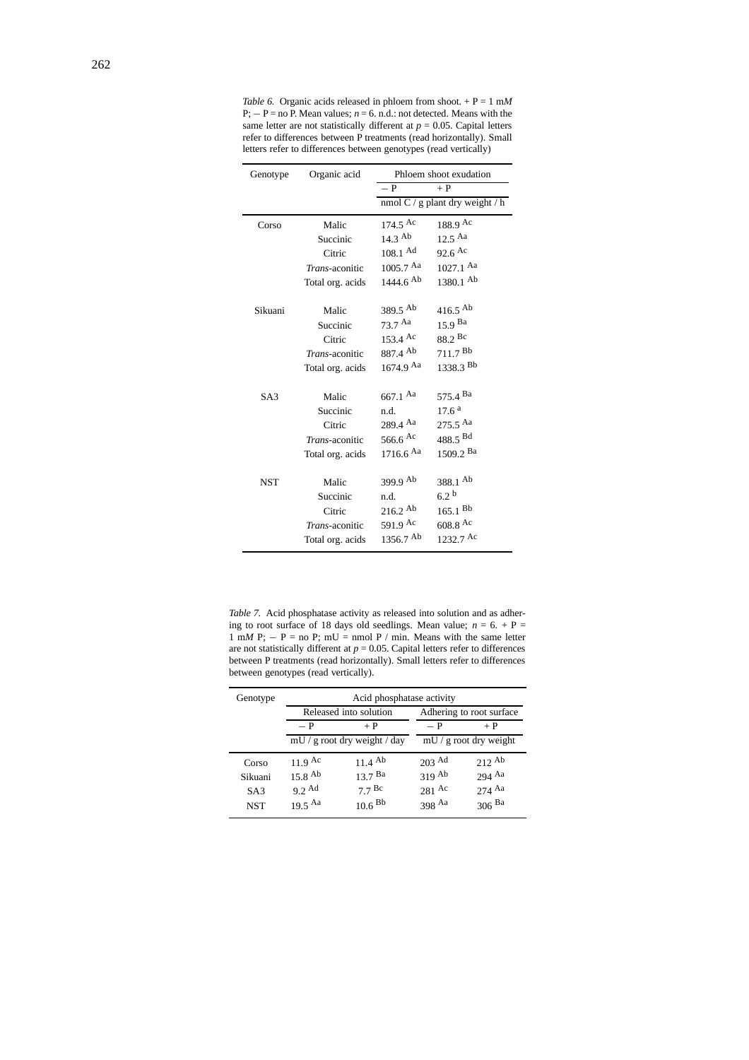*Table 6.* Organic acids released in phloem from shoot. + P = 1 m*M* P; − P = no P. Mean values; $n = 6$. n.d.: not detected. Means with the same letter are not statistically different at $p = 0.05$. Capital letters refer to differences between P treatments (read horizontally). Small letters refer to differences between genotypes (read vertically)

| Genotype | Organic acid | Phloem shoot exudation | |
|---|---|---|---|
| | | − P | + P |
| | | nmol C / g plant dry weight / h | |
| Corso | Malic | 174.5 $^{Ac}$ | 188.9 $^{Ac}$ |
| | Succinic | 14.3 $^{Ab}$ | 12.5 $^{Aa}$ |
| | Citric | 108.1 $^{Ad}$ | 92.6 $^{Ac}$ |
| | *Trans*-aconitic | 1005.7 $^{Aa}$ | 1027.1 $^{Aa}$ |
| | Total org. acids | 1444.6 $^{Ab}$ | 1380.1 $^{Ab}$ |
| Sikuani | Malic | 389.5 $^{Ab}$ | 416.5 $^{Ab}$ |
| | Succinic | 73.7 $^{Aa}$ | 15.9 $^{Ba}$ |
| | Citric | 153.4 $^{Ac}$ | 88.2 $^{Bc}$ |
| | *Trans*-aconitic | 887.4 $^{Ab}$ | 711.7 $^{Bb}$ |
| | Total org. acids | 1674.9 $^{Aa}$ | 1338.3 $^{Bb}$ |
| SA3 | Malic | 667.1 $^{Aa}$ | 575.4 $^{Ba}$ |
| | Succinic | n.d. | 17.6 $^{a}$ |
| | Citric | 289.4 $^{Aa}$ | 275.5 $^{Aa}$ |
| | *Trans*-aconitic | 566.6 $^{Ac}$ | 488.5 $^{Bd}$ |
| | Total org. acids | 1716.6 $^{Aa}$ | 1509.2 $^{Ba}$ |
| NST | Malic | 399.9 $^{Ab}$ | 388.1 $^{Ab}$ |
| | Succinic | n.d. | 6.2 $^{b}$ |
| | Citric | 216.2 $^{Ab}$ | 165.1 $^{Bb}$ |
| | *Trans*-aconitic | 591.9 $^{Ac}$ | 608.8 $^{Ac}$ |
| | Total org. acids | 1356.7 $^{Ab}$ | 1232.7 $^{Ac}$ |

*Table 7.* Acid phosphatase activity as released into solution and as adhering to root surface of 18 days old seedlings. Mean value; $n = 6$. + P = 1 m*M* P; − P = no P; mU = nmol P / min. Means with the same letter are not statistically different at $p = 0.05$. Capital letters refer to differences between P treatments (read horizontally). Small letters refer to differences between genotypes (read vertically).

| Genotype | Acid phosphatase activity | | | |
|---|---|---|---|---|
| | Released into solution | | Adhering to root surface | |
| | − P | + P | − P | + P |
| | mU / g root dry weight / day | | mU / g root dry weight | |
| Corso | 11.9 $^{Ac}$ | 11.4 $^{Ab}$ | 203 $^{Ad}$ | 212 $^{Ab}$ |
| Sikuani | 15.8 $^{Ab}$ | 13.7 $^{Ba}$ | 319 $^{Ab}$ | 294 $^{Aa}$ |
| SA3 | 9.2 $^{Ad}$ | 7.7 $^{Bc}$ | 281 $^{Ac}$ | 274 $^{Aa}$ |
| NST | 19.5 $^{Aa}$ | 10.6 $^{Bb}$ | 398 $^{Aa}$ | 306 $^{Ba}$ |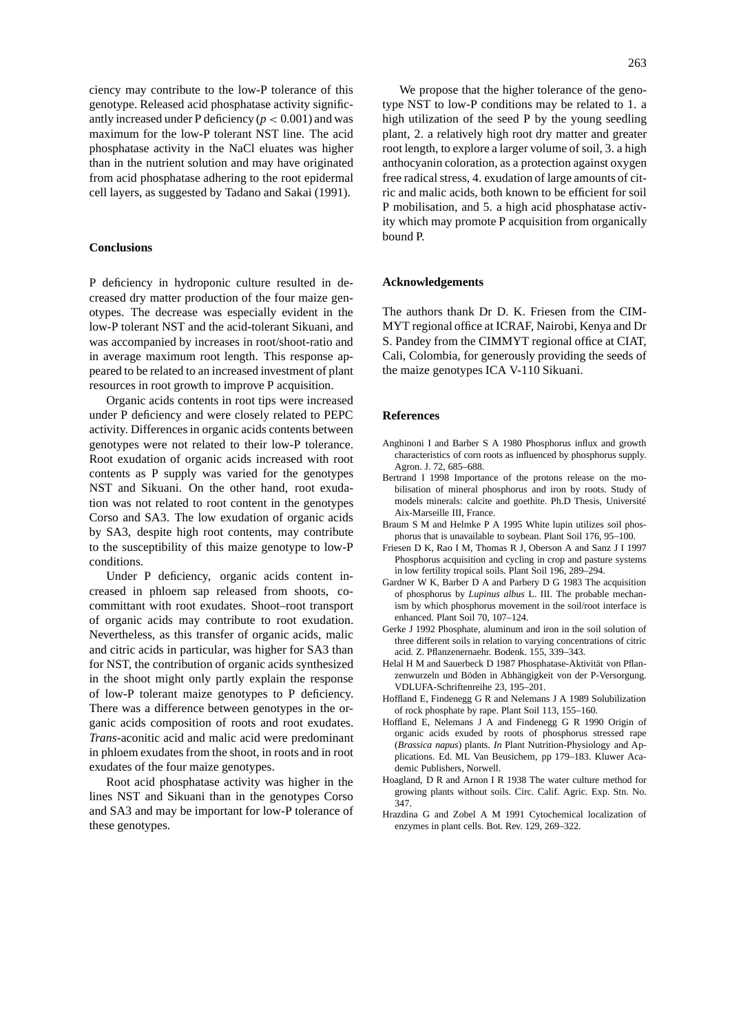ciency may contribute to the low-P tolerance of this genotype. Released acid phosphatase activity significantly increased under P deficiency ($p < 0.001$) and was maximum for the low-P tolerant NST line. The acid phosphatase activity in the NaCl eluates was higher than in the nutrient solution and may have originated from acid phosphatase adhering to the root epidermal cell layers, as suggested by Tadano and Sakai (1991).

## Conclusions

P deficiency in hydroponic culture resulted in decreased dry matter production of the four maize genotypes. The decrease was especially evident in the low-P tolerant NST and the acid-tolerant Sikuani, and was accompanied by increases in root/shoot-ratio and in average maximum root length. This response appeared to be related to an increased investment of plant resources in root growth to improve P acquisition.

Organic acids contents in root tips were increased under P deficiency and were closely related to PEPC activity. Differences in organic acids contents between genotypes were not related to their low-P tolerance. Root exudation of organic acids increased with root contents as P supply was varied for the genotypes NST and Sikuani. On the other hand, root exudation was not related to root content in the genotypes Corso and SA3. The low exudation of organic acids by SA3, despite high root contents, may contribute to the susceptibility of this maize genotype to low-P conditions.

Under P deficiency, organic acids content increased in phloem sap released from shoots, co-committant with root exudates. Shoot–root transport of organic acids may contribute to root exudation. Nevertheless, as this transfer of organic acids, malic and citric acids in particular, was higher for SA3 than for NST, the contribution of organic acids synthesized in the shoot might only partly explain the response of low-P tolerant maize genotypes to P deficiency. There was a difference between genotypes in the organic acids composition of roots and root exudates. *Trans*-aconitic acid and malic acid were predominant in phloem exudates from the shoot, in roots and in root exudates of the four maize genotypes.

Root acid phosphatase activity was higher in the lines NST and Sikuani than in the genotypes Corso and SA3 and may be important for low-P tolerance of these genotypes.

We propose that the higher tolerance of the genotype NST to low-P conditions may be related to 1. a high utilization of the seed P by the young seedling plant, 2. a relatively high root dry matter and greater root length, to explore a larger volume of soil, 3. a high anthocyanin coloration, as a protection against oxygen free radical stress, 4. exudation of large amounts of citric and malic acids, both known to be efficient for soil P mobilisation, and 5. a high acid phosphatase activity which may promote P acquisition from organically bound P.

## Acknowledgements

The authors thank Dr D. K. Friesen from the CIMMYT regional office at ICRAF, Nairobi, Kenya and Dr S. Pandey from the CIMMYT regional office at CIAT, Cali, Colombia, for generously providing the seeds of the maize genotypes ICA V-110 Sikuani.

## References

Anghinoni I and Barber S A 1980 Phosphorus influx and growth characteristics of corn roots as influenced by phosphorus supply. Agron. J. 72, 685–688.

Bertrand I 1998 Importance of the protons release on the mobilisation of mineral phosphorus and iron by roots. Study of models minerals: calcite and goethite. Ph.D Thesis, Université Aix-Marseille III, France.

Braum S M and Helmke P A 1995 White lupin utilizes soil phosphorus that is unavailable to soybean. Plant Soil 176, 95–100.

Friesen D K, Rao I M, Thomas R J, Oberson A and Sanz J I 1997 Phosphorus acquisition and cycling in crop and pasture systems in low fertility tropical soils. Plant Soil 196, 289–294.

Gardner W K, Barber D A and Parbery D G 1983 The acquisition of phosphorus by *Lupinus albus* L. III. The probable mechanism by which phosphorus movement in the soil/root interface is enhanced. Plant Soil 70, 107–124.

Gerke J 1992 Phosphate, aluminum and iron in the soil solution of three different soils in relation to varying concentrations of citric acid. Z. Pflanzenernaehr. Bodenk. 155, 339–343.

Helal H M and Sauerbeck D 1987 Phosphatase-Aktivität von Pflanzenwurzeln und Böden in Abhängigkeit von der P-Versorgung. VDLUFA-Schriftenreihe 23, 195–201.

Hoffland E, Findenegg G R and Nelemans J A 1989 Solubilization of rock phosphate by rape. Plant Soil 113, 155–160.

Hoffland E, Nelemans J A and Findenegg G R 1990 Origin of organic acids exuded by roots of phosphorus stressed rape (*Brassica napus*) plants. *In* Plant Nutrition-Physiology and Applications. Ed. ML Van Beusichem, pp 179–183. Kluwer Academic Publishers, Norwell.

Hoagland, D R and Arnon I R 1938 The water culture method for growing plants without soils. Circ. Calif. Agric. Exp. Stn. No. 347.

Hrazdina G and Zobel A M 1991 Cytochemical localization of enzymes in plant cells. Bot. Rev. 129, 269–322.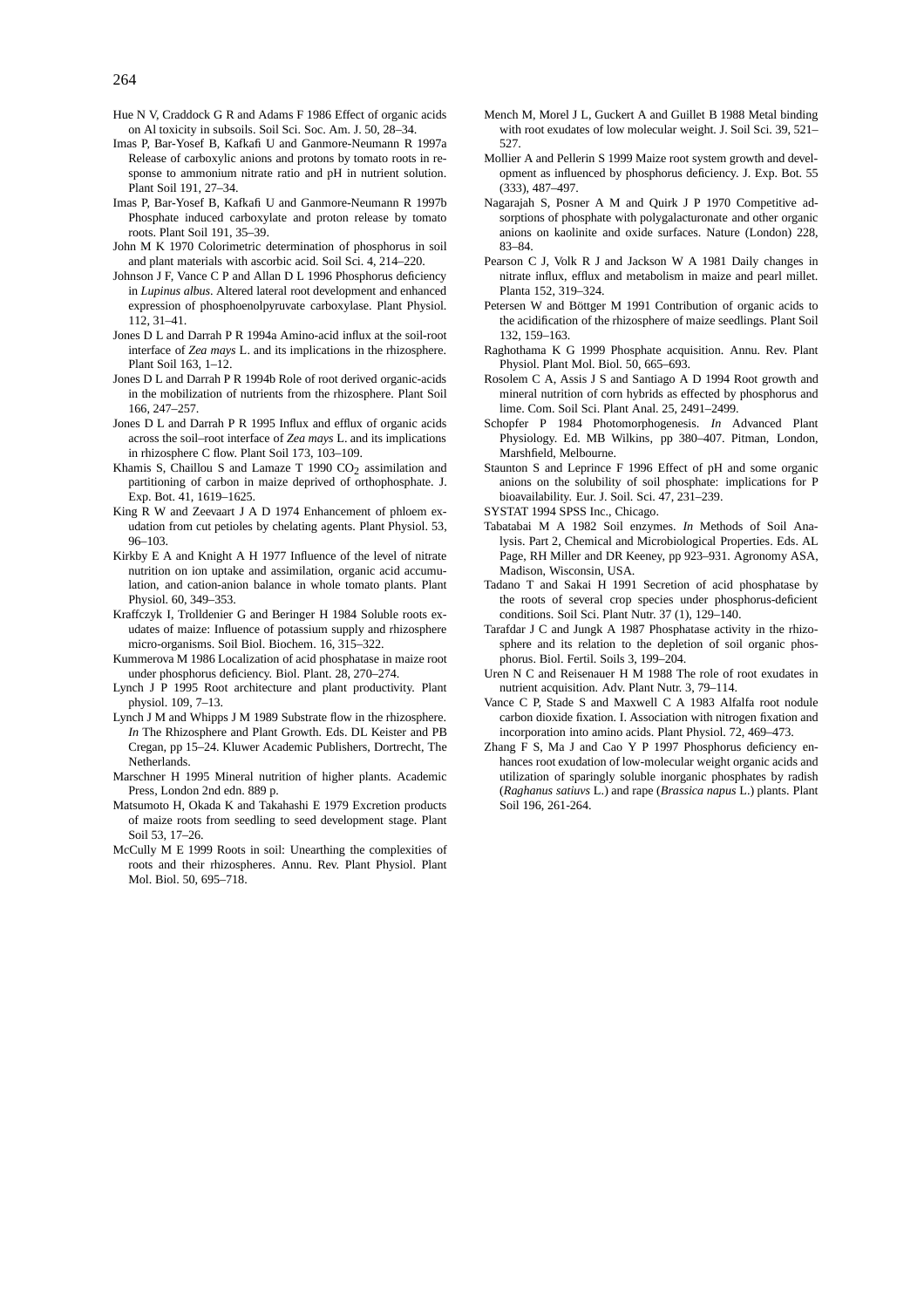Hue N V, Craddock G R and Adams F 1986 Effect of organic acids on Al toxicity in subsoils. Soil Sci. Soc. Am. J. 50, 28–34.

Imas P, Bar-Yosef B, Kafkafi U and Ganmore-Neumann R 1997a Release of carboxylic anions and protons by tomato roots in response to ammonium nitrate ratio and pH in nutrient solution. Plant Soil 191, 27–34.

Imas P, Bar-Yosef B, Kafkafi U and Ganmore-Neumann R 1997b Phosphate induced carboxylate and proton release by tomato roots. Plant Soil 191, 35–39.

John M K 1970 Colorimetric determination of phosphorus in soil and plant materials with ascorbic acid. Soil Sci. 4, 214–220.

Johnson J F, Vance C P and Allan D L 1996 Phosphorus deficiency in *Lupinus albus*. Altered lateral root development and enhanced expression of phosphoenolpyruvate carboxylase. Plant Physiol. 112, 31–41.

Jones D L and Darrah P R 1994a Amino-acid influx at the soil-root interface of *Zea mays* L. and its implications in the rhizosphere. Plant Soil 163, 1–12.

Jones D L and Darrah P R 1994b Role of root derived organic-acids in the mobilization of nutrients from the rhizosphere. Plant Soil 166, 247–257.

Jones D L and Darrah P R 1995 Influx and efflux of organic acids across the soil–root interface of *Zea mays* L. and its implications in rhizosphere C flow. Plant Soil 173, 103–109.

Khamis S, Chaillou S and Lamaze T 1990 $CO_2$ assimilation and partitioning of carbon in maize deprived of orthophosphate. J. Exp. Bot. 41, 1619–1625.

King R W and Zeevaart J A D 1974 Enhancement of phloem exudation from cut petioles by chelating agents. Plant Physiol. 53, 96–103.

Kirkby E A and Knight A H 1977 Influence of the level of nitrate nutrition on ion uptake and assimilation, organic acid accumulation, and cation-anion balance in whole tomato plants. Plant Physiol. 60, 349–353.

Kraffczyk I, Trolldenier G and Beringer H 1984 Soluble roots exudates of maize: Influence of potassium supply and rhizosphere micro-organisms. Soil Biol. Biochem. 16, 315–322.

Kummerova M 1986 Localization of acid phosphatase in maize root under phosphorus deficiency. Biol. Plant. 28, 270–274.

Lynch J P 1995 Root architecture and plant productivity. Plant physiol. 109, 7–13.

Lynch J M and Whipps J M 1989 Substrate flow in the rhizosphere. *In* The Rhizosphere and Plant Growth. Eds. DL Keister and PB Cregan, pp 15–24. Kluwer Academic Publishers, Dortrecht, The Netherlands.

Marschner H 1995 Mineral nutrition of higher plants. Academic Press, London 2nd edn. 889 p.

Matsumoto H, Okada K and Takahashi E 1979 Excretion products of maize roots from seedling to seed development stage. Plant Soil 53, 17–26.

McCully M E 1999 Roots in soil: Unearthing the complexities of roots and their rhizospheres. Annu. Rev. Plant Physiol. Plant Mol. Biol. 50, 695–718.

Mench M, Morel J L, Guckert A and Guillet B 1988 Metal binding with root exudates of low molecular weight. J. Soil Sci. 39, 521–527.

Mollier A and Pellerin S 1999 Maize root system growth and development as influenced by phosphorus deficiency. J. Exp. Bot. 55 (333), 487–497.

Nagarajah S, Posner A M and Quirk J P 1970 Competitive adsorptions of phosphate with polygalacturonate and other organic anions on kaolinite and oxide surfaces. Nature (London) 228, 83–84.

Pearson C J, Volk R J and Jackson W A 1981 Daily changes in nitrate influx, efflux and metabolism in maize and pearl millet. Planta 152, 319–324.

Petersen W and Böttger M 1991 Contribution of organic acids to the acidification of the rhizosphere of maize seedlings. Plant Soil 132, 159–163.

Raghothama K G 1999 Phosphate acquisition. Annu. Rev. Plant Physiol. Plant Mol. Biol. 50, 665–693.

Rosolem C A, Assis J S and Santiago A D 1994 Root growth and mineral nutrition of corn hybrids as effected by phosphorus and lime. Com. Soil Sci. Plant Anal. 25, 2491–2499.

Schopfer P 1984 Photomorphogenesis. *In* Advanced Plant Physiology. Ed. MB Wilkins, pp 380–407. Pitman, London, Marshfield, Melbourne.

Staunton S and Leprince F 1996 Effect of pH and some organic anions on the solubility of soil phosphate: implications for P bioavailability. Eur. J. Soil. Sci. 47, 231–239.

SYSTAT 1994 SPSS Inc., Chicago.

Tabatabai M A 1982 Soil enzymes. *In* Methods of Soil Analysis. Part 2, Chemical and Microbiological Properties. Eds. AL Page, RH Miller and DR Keeney, pp 923–931. Agronomy ASA, Madison, Wisconsin, USA.

Tadano T and Sakai H 1991 Secretion of acid phosphatase by the roots of several crop species under phosphorus-deficient conditions. Soil Sci. Plant Nutr. 37 (1), 129–140.

Tarafdar J C and Jungk A 1987 Phosphatase activity in the rhizosphere and its relation to the depletion of soil organic phosphorus. Biol. Fertil. Soils 3, 199–204.

Uren N C and Reisenauer H M 1988 The role of root exudates in nutrient acquisition. Adv. Plant Nutr. 3, 79–114.

Vance C P, Stade S and Maxwell C A 1983 Alfalfa root nodule carbon dioxide fixation. I. Association with nitrogen fixation and incorporation into amino acids. Plant Physiol. 72, 469–473.

Zhang F S, Ma J and Cao Y P 1997 Phosphorus deficiency enhances root exudation of low-molecular weight organic acids and utilization of sparingly soluble inorganic phosphates by radish (*Raghanus satiuvs* L.) and rape (*Brassica napus* L.) plants. Plant Soil 196, 261-264.